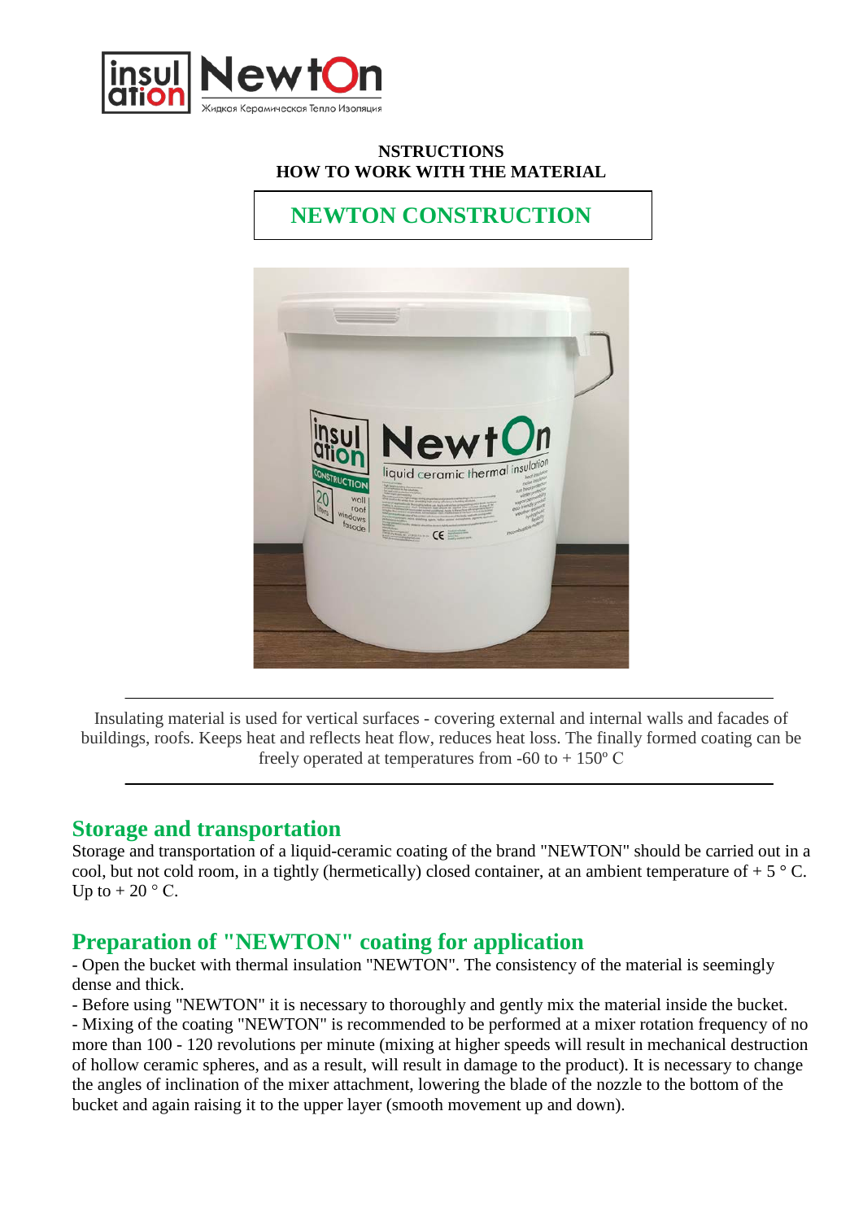NSTRUCTIONS
HOW TO WORK WITH THE MATERIAL

# NEWTON CONSTRUCTION

---

Insulating material is used for vertical surfaces - covering external and internal walls and facades of buildings, roofs. Keeps heat and reflects heat flow, reduces heat loss. The finally formed coating can be freely operated at temperatures from -60 to + 150º C

---

## Storage and transportation

Storage and transportation of a liquid-ceramic coating of the brand "NEWTON" should be carried out in a cool, but not cold room, in a tightly (hermetically) closed container, at an ambient temperature of + 5 ° C. Up to + 20 ° C.

## Preparation of "NEWTON" coating for application

- Open the bucket with thermal insulation "NEWTON". The consistency of the material is seemingly dense and thick.
- Before using "NEWTON" it is necessary to thoroughly and gently mix the material inside the bucket.
- Mixing of the coating "NEWTON" is recommended to be performed at a mixer rotation frequency of no more than 100 - 120 revolutions per minute (mixing at higher speeds will result in mechanical destruction of hollow ceramic spheres, and as a result, will result in damage to the product). It is necessary to change the angles of inclination of the mixer attachment, lowering the blade of the nozzle to the bottom of the bucket and again raising it to the upper layer (smooth movement up and down).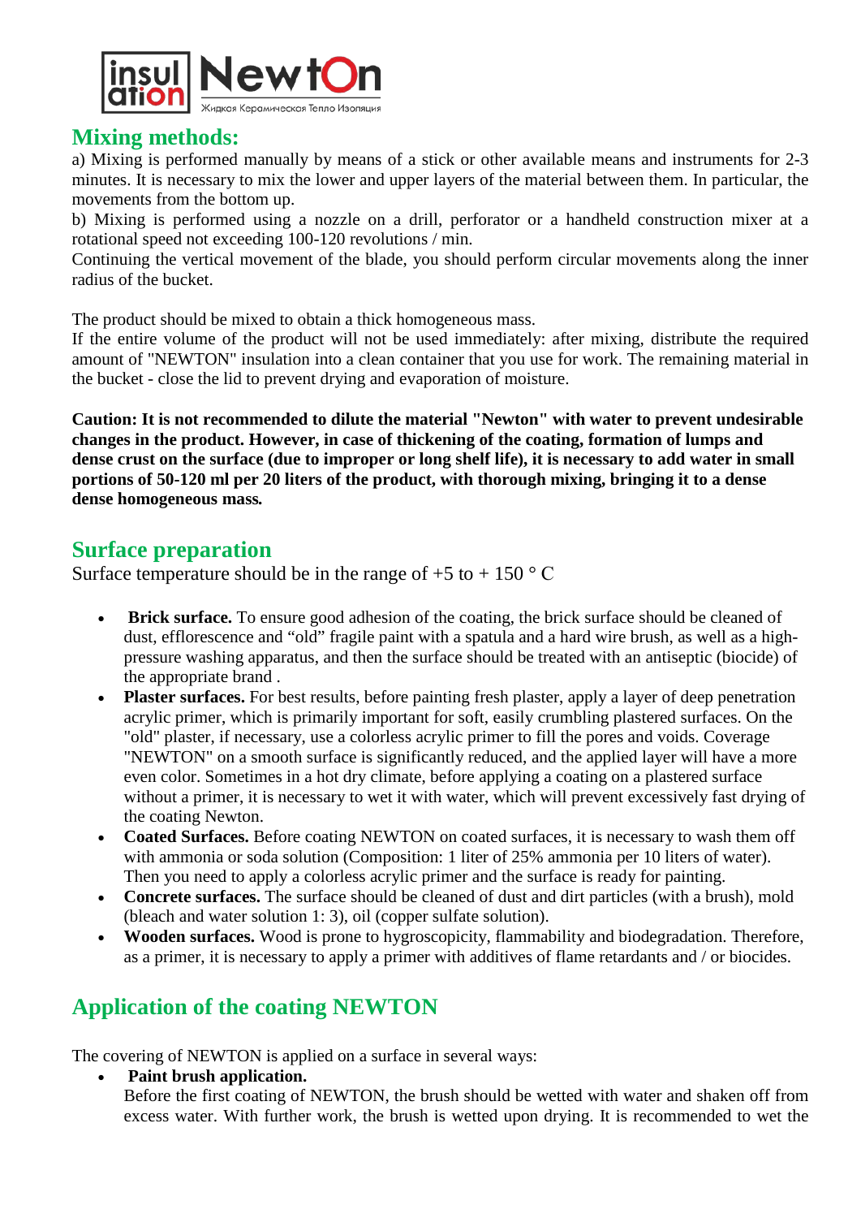## Mixing methods:

a) Mixing is performed manually by means of a stick or other available means and instruments for 2-3 minutes. It is necessary to mix the lower and upper layers of the material between them. In particular, the movements from the bottom up.

b) Mixing is performed using a nozzle on a drill, perforator or a handheld construction mixer at a rotational speed not exceeding 100-120 revolutions / min.

Continuing the vertical movement of the blade, you should perform circular movements along the inner radius of the bucket.

The product should be mixed to obtain a thick homogeneous mass.

If the entire volume of the product will not be used immediately: after mixing, distribute the required amount of "NEWTON" insulation into a clean container that you use for work. The remaining material in the bucket - close the lid to prevent drying and evaporation of moisture.

**Caution: It is not recommended to dilute the material "Newton" with water to prevent undesirable changes in the product. However, in case of thickening of the coating, formation of lumps and dense crust on the surface (due to improper or long shelf life), it is necessary to add water in small portions of 50-120 ml per 20 liters of the product, with thorough mixing, bringing it to a dense dense homogeneous mass.**

## Surface preparation

Surface temperature should be in the range of +5 to + 150 ° C

- **Brick surface.** To ensure good adhesion of the coating, the brick surface should be cleaned of dust, efflorescence and "old" fragile paint with a spatula and a hard wire brush, as well as a high-pressure washing apparatus, and then the surface should be treated with an antiseptic (biocide) of the appropriate brand .
- **Plaster surfaces.** For best results, before painting fresh plaster, apply a layer of deep penetration acrylic primer, which is primarily important for soft, easily crumbling plastered surfaces. On the "old" plaster, if necessary, use a colorless acrylic primer to fill the pores and voids. Coverage "NEWTON" on a smooth surface is significantly reduced, and the applied layer will have a more even color. Sometimes in a hot dry climate, before applying a coating on a plastered surface without a primer, it is necessary to wet it with water, which will prevent excessively fast drying of the coating Newton.
- **Coated Surfaces.** Before coating NEWTON on coated surfaces, it is necessary to wash them off with ammonia or soda solution (Composition: 1 liter of 25% ammonia per 10 liters of water). Then you need to apply a colorless acrylic primer and the surface is ready for painting.
- **Concrete surfaces.** The surface should be cleaned of dust and dirt particles (with a brush), mold (bleach and water solution 1: 3), oil (copper sulfate solution).
- **Wooden surfaces.** Wood is prone to hygroscopicity, flammability and biodegradation. Therefore, as a primer, it is necessary to apply a primer with additives of flame retardants and / or biocides.

## Application of the coating NEWTON

The covering of NEWTON is applied on a surface in several ways:

- **Paint brush application.**

  Before the first coating of NEWTON, the brush should be wetted with water and shaken off from excess water. With further work, the brush is wetted upon drying. It is recommended to wet the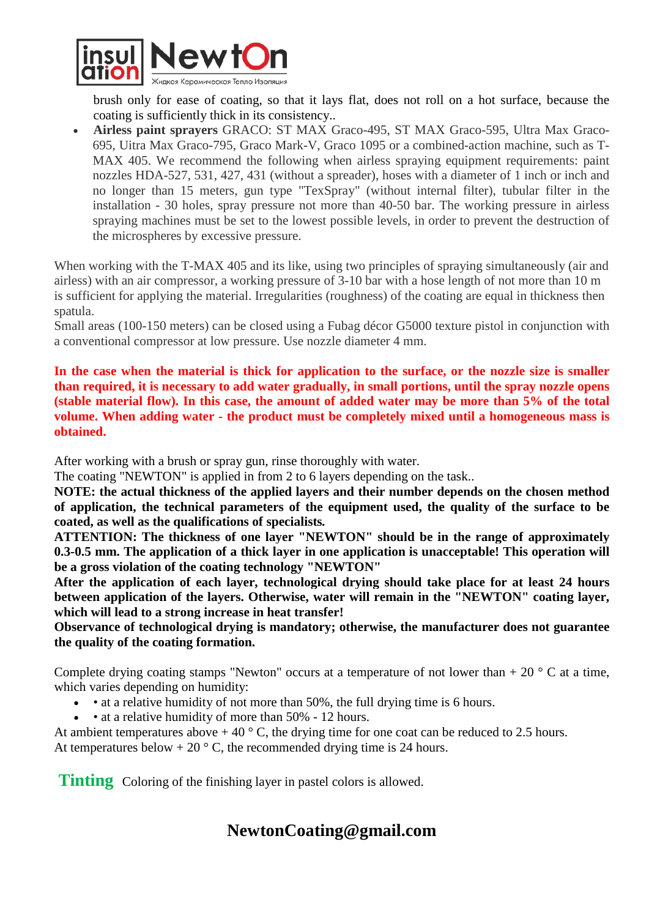brush only for ease of coating, so that it lays flat, does not roll on a hot surface, because the coating is sufficiently thick in its consistency..

- **Airless paint sprayers** GRACO: ST MAX Graco-495, ST MAX Graco-595, Ultra Max Graco-695, Uitra Max Graco-795, Graco Mark-V, Graco 1095 or a combined-action machine, such as T-MAX 405. We recommend the following when airless spraying equipment requirements: paint nozzles HDA-527, 531, 427, 431 (without a spreader), hoses with a diameter of 1 inch or inch and no longer than 15 meters, gun type "TexSpray" (without internal filter), tubular filter in the installation - 30 holes, spray pressure not more than 40-50 bar. The working pressure in airless spraying machines must be set to the lowest possible levels, in order to prevent the destruction of the microspheres by excessive pressure.

When working with the T-MAX 405 and its like, using two principles of spraying simultaneously (air and airless) with an air compressor, a working pressure of 3-10 bar with a hose length of not more than 10 m is sufficient for applying the material. Irregularities (roughness) of the coating are equal in thickness then spatula.

Small areas (100-150 meters) can be closed using a Fubag décor G5000 texture pistol in conjunction with a conventional compressor at low pressure. Use nozzle diameter 4 mm.

**In the case when the material is thick for application to the surface, or the nozzle size is smaller than required, it is necessary to add water gradually, in small portions, until the spray nozzle opens (stable material flow). In this case, the amount of added water may be more than 5% of the total volume. When adding water - the product must be completely mixed until a homogeneous mass is obtained.**

After working with a brush or spray gun, rinse thoroughly with water.

The coating "NEWTON" is applied in from 2 to 6 layers depending on the task..

**NOTE: the actual thickness of the applied layers and their number depends on the chosen method of application, the technical parameters of the equipment used, the quality of the surface to be coated, as well as the qualifications of specialists.**

**ATTENTION: The thickness of one layer "NEWTON" should be in the range of approximately 0.3-0.5 mm. The application of a thick layer in one application is unacceptable! This operation will be a gross violation of the coating technology "NEWTON"**

**After the application of each layer, technological drying should take place for at least 24 hours between application of the layers. Otherwise, water will remain in the "NEWTON" coating layer, which will lead to a strong increase in heat transfer!**

**Observance of technological drying is mandatory; otherwise, the manufacturer does not guarantee the quality of the coating formation.**

Complete drying coating stamps "Newton" occurs at a temperature of not lower than + 20 ° C at a time, which varies depending on humidity:

- • at a relative humidity of not more than 50%, the full drying time is 6 hours.
- • at a relative humidity of more than 50% - 12 hours.

At ambient temperatures above + 40 ° C, the drying time for one coat can be reduced to 2.5 hours.

At temperatures below + 20 ° C, the recommended drying time is 24 hours.

**Tinting** Coloring of the finishing layer in pastel colors is allowed.

**NewtonCoating@gmail.com**